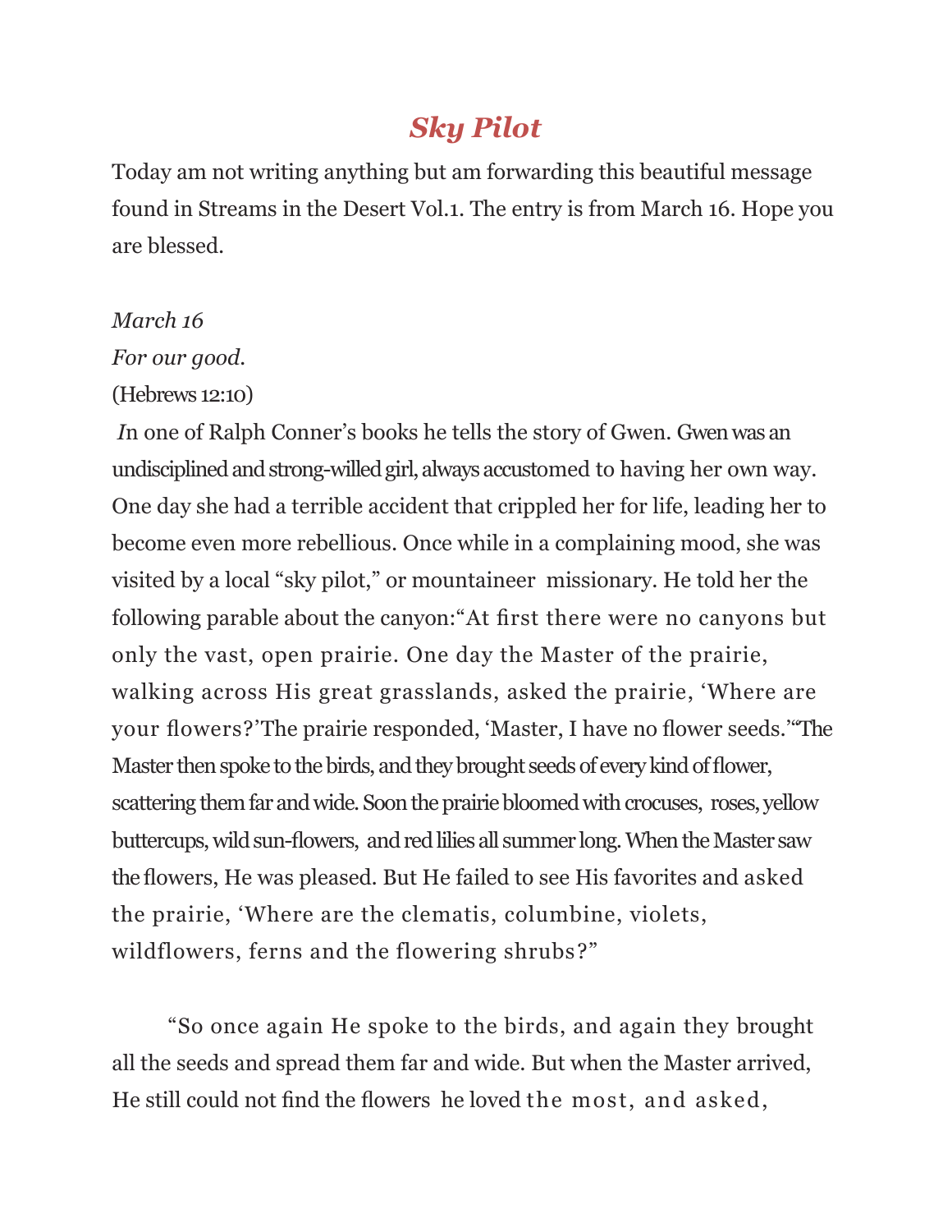# *Sky Pilot*

Today am not writing anything but am forwarding this beautiful message found in Streams in the Desert Vol.1. The entry is from March 16. Hope you are blessed.

*March 16*

*For our good.*

(Hebrews 12:10)

*I*n one of Ralph Conner's books he tells the story of Gwen. Gwen was an undisciplined and strong-willed girl, always accustomed to having her own way. One day she had a terrible accident that crippled her for life, leading her to become even more rebellious. Once while in a complaining mood, she was visited by a local "sky pilot," or mountaineer missionary. He told her the following parable about the canyon:"At first there were no canyons but only the vast, open prairie. One day the Master of the prairie, walking across His great grasslands, asked the prairie, 'Where are your flowers?'The prairie responded, 'Master, I have no flower seeds.'"The Master then spoke to the birds, and they brought seeds of every kind of flower, scattering them far and wide. Soon the prairie bloomed with crocuses, roses, yellow buttercups, wild sun-flowers, and red lilies all summer long. When the Master saw the flowers, He was pleased. But He failed to see His favorites and asked the prairie, 'Where are the clematis, columbine, violets, wildflowers, ferns and the flowering shrubs?"

"So once again He spoke to the birds, and again they brought all the seeds and spread them far and wide. But when the Master arrived, He still could not find the flowers he loved the most, and asked,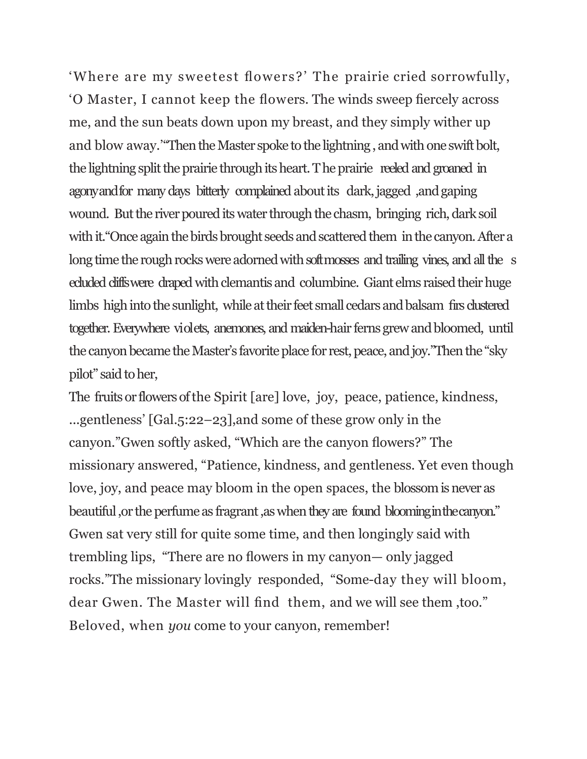‘Where are my sweetest flowers?’ The prairie cried sorrowfully, ‘O Master, I cannot keep the flowers. The winds sweep fiercely across me, and the sun beats down upon my breast, and they simply wither up and blow away.’“Then the Master spoke to the lightning , and with one swift bolt, the lightning split the prairie through its heart. T he prairie reeled and groaned in agony and for many days bitterly complained about its dark, jagged ,and gaping wound. But the river poured its water through the chasm, bringing rich, dark soil with it.“Once again the birds brought seeds and scattered them in the canyon. After a long time the rough rocks were adorned with soft mosses and trailing vines, and all the s ecluded cliffs were draped with clemantis and columbine. Giant elms raised their huge limbs high into the sunlight, while at their feet small cedars and balsam firs clustered together. Everywhere violets, anemones, and maiden-hair ferns grew and bloomed, until the canyon became the Master’s favorite place for rest, peace, and joy.”Then the “sky pilot” said to her,

The fruits or flowers of the Spirit [are] love, joy, peace, patience, kindness, ...gentleness’ [Gal.5:22–23],and some of these grow only in the canyon.”Gwen softly asked, “Which are the canyon flowers?” The missionary answered, “Patience, kindness, and gentleness. Yet even though love, joy, and peace may bloom in the open spaces, the blossom is never as beautiful ,or the perfume as fragrant ,as when they are found blooming in the canyon.” Gwen sat very still for quite some time, and then longingly said with trembling lips, “There are no flowers in my canyon— only jagged rocks.”The missionary lovingly responded, “Some-day they will bloom, dear Gwen. The Master will find them, and we will see them ,too.” Beloved, when *you* come to your canyon, remember!